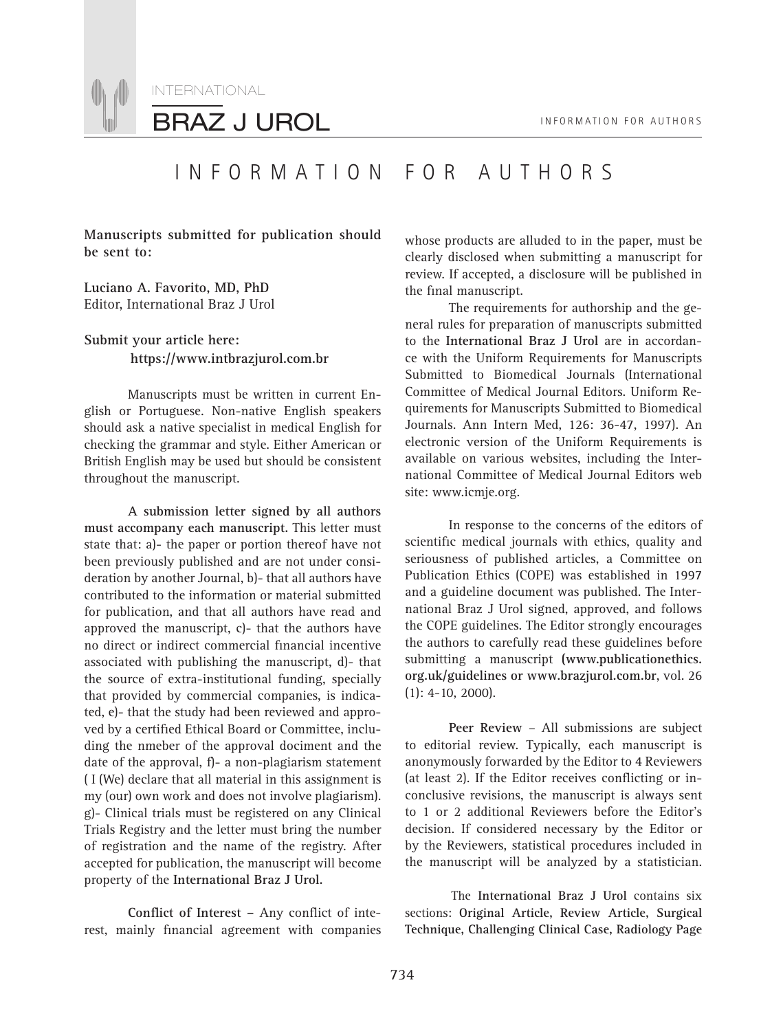# INFORMATION FOR AUTHORS

**Manuscripts submitted for publication should be sent to:**

**Luciano A. Favorito, MD, PhD**
Editor, International Braz J Urol

**Submit your article here:**
**https://www.intbrazjurol.com.br**

Manuscripts must be written in current English or Portuguese. Non-native English speakers should ask a native specialist in medical English for checking the grammar and style. Either American or British English may be used but should be consistent throughout the manuscript.

**A submission letter signed by all authors must accompany each manuscript.** This letter must state that: a)- the paper or portion thereof have not been previously published and are not under consideration by another Journal, b)- that all authors have contributed to the information or material submitted for publication, and that all authors have read and approved the manuscript, c)- that the authors have no direct or indirect commercial financial incentive associated with publishing the manuscript, d)- that the source of extra-institutional funding, specially that provided by commercial companies, is indicated, e)- that the study had been reviewed and approved by a certified Ethical Board or Committee, including the nmeber of the approval dociment and the date of the approval, f)- a non-plagiarism statement ( I (We) declare that all material in this assignment is my (our) own work and does not involve plagiarism). g)- Clinical trials must be registered on any Clinical Trials Registry and the letter must bring the number of registration and the name of the registry. After accepted for publication, the manuscript will become property of the **International Braz J Urol.**

**Conflict of Interest –** Any conflict of interest, mainly financial agreement with companies whose products are alluded to in the paper, must be clearly disclosed when submitting a manuscript for review. If accepted, a disclosure will be published in the final manuscript.

The requirements for authorship and the general rules for preparation of manuscripts submitted to the **International Braz J Urol** are in accordance with the Uniform Requirements for Manuscripts Submitted to Biomedical Journals (International Committee of Medical Journal Editors. Uniform Requirements for Manuscripts Submitted to Biomedical Journals. Ann Intern Med, 126: 36-47, 1997). An electronic version of the Uniform Requirements is available on various websites, including the International Committee of Medical Journal Editors web site: www.icmje.org.

In response to the concerns of the editors of scientific medical journals with ethics, quality and seriousness of published articles, a Committee on Publication Ethics (COPE) was established in 1997 and a guideline document was published. The International Braz J Urol signed, approved, and follows the COPE guidelines. The Editor strongly encourages the authors to carefully read these guidelines before submitting a manuscript **(www.publicationethics.org.uk/guidelines or www.brazjurol.com.br**, vol. 26 (1): 4-10, 2000).

**Peer Review** – All submissions are subject to editorial review. Typically, each manuscript is anonymously forwarded by the Editor to 4 Reviewers (at least 2). If the Editor receives conflicting or inconclusive revisions, the manuscript is always sent to 1 or 2 additional Reviewers before the Editor's decision. If considered necessary by the Editor or by the Reviewers, statistical procedures included in the manuscript will be analyzed by a statistician.

The **International Braz J Urol** contains six sections: **Original Article, Review Article, Surgical Technique, Challenging Clinical Case, Radiology Page**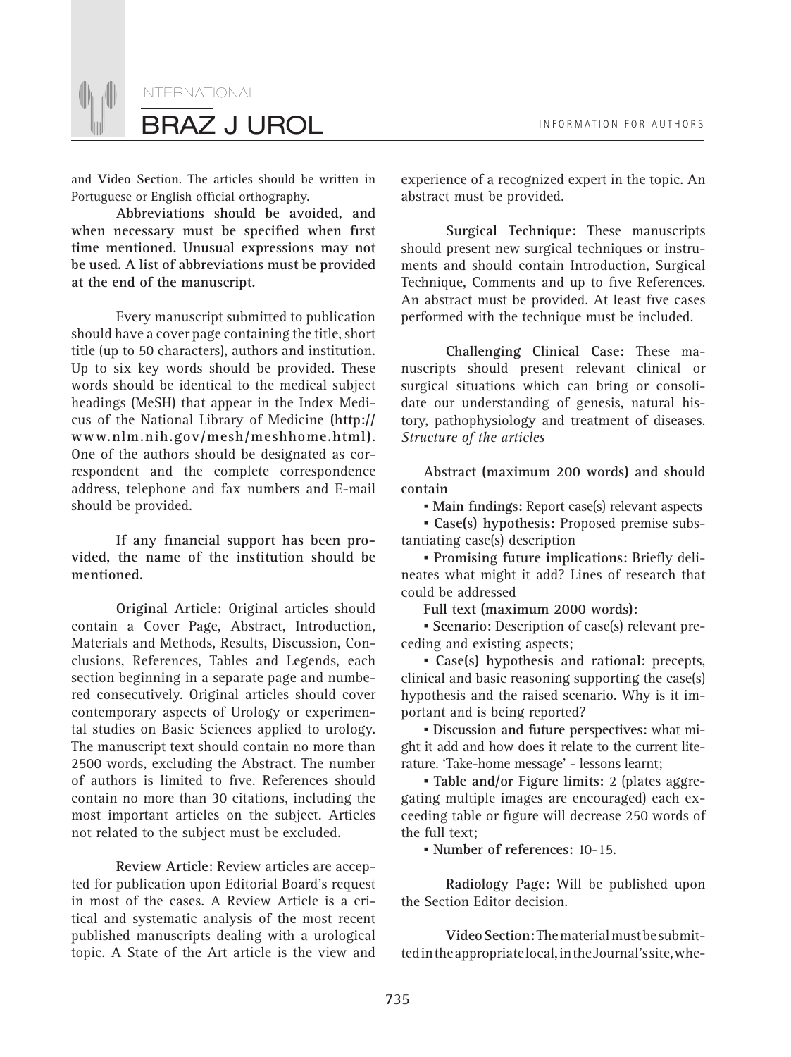and **Video Section**. The articles should be written in Portuguese or English official orthography.

**Abbreviations should be avoided, and when necessary must be specified when first time mentioned. Unusual expressions may not be used. A list of abbreviations must be provided at the end of the manuscript.**

Every manuscript submitted to publication should have a cover page containing the title, short title (up to 50 characters), authors and institution. Up to six key words should be provided. These words should be identical to the medical subject headings (MeSH) that appear in the Index Medicus of the National Library of Medicine **(http://www.nlm.nih.gov/mesh/meshhome.html)**. One of the authors should be designated as correspondent and the complete correspondence address, telephone and fax numbers and E-mail should be provided.

**If any financial support has been provided, the name of the institution should be mentioned.**

**Original Article:** Original articles should contain a Cover Page, Abstract, Introduction, Materials and Methods, Results, Discussion, Conclusions, References, Tables and Legends, each section beginning in a separate page and numbered consecutively. Original articles should cover contemporary aspects of Urology or experimental studies on Basic Sciences applied to urology. The manuscript text should contain no more than 2500 words, excluding the Abstract. The number of authors is limited to five. References should contain no more than 30 citations, including the most important articles on the subject. Articles not related to the subject must be excluded.

**Review Article:** Review articles are accepted for publication upon Editorial Board's request in most of the cases. A Review Article is a critical and systematic analysis of the most recent published manuscripts dealing with a urological topic. A State of the Art article is the view and experience of a recognized expert in the topic. An abstract must be provided.

**Surgical Technique:** These manuscripts should present new surgical techniques or instruments and should contain Introduction, Surgical Technique, Comments and up to five References. An abstract must be provided. At least five cases performed with the technique must be included.

**Challenging Clinical Case:** These manuscripts should present relevant clinical or surgical situations which can bring or consolidate our understanding of genesis, natural history, pathophysiology and treatment of diseases. *Structure of the articles*

**Abstract (maximum 200 words) and should contain**

- **Main findings:** Report case(s) relevant aspects
- **Case(s) hypothesis:** Proposed premise substantiating case(s) description
- **Promising future implications:** Briefly delineates what might it add? Lines of research that could be addressed

**Full text (maximum 2000 words):**

- **Scenario:** Description of case(s) relevant preceding and existing aspects;
- **Case(s) hypothesis and rational:** precepts, clinical and basic reasoning supporting the case(s) hypothesis and the raised scenario. Why is it important and is being reported?
- **Discussion and future perspectives:** what might it add and how does it relate to the current literature. 'Take-home message' - lessons learnt;
- **Table and/or Figure limits:** 2 (plates aggregating multiple images are encouraged) each exceeding table or figure will decrease 250 words of the full text;
- **Number of references:** 10-15.

**Radiology Page:** Will be published upon the Section Editor decision.

**Video Section:** The material must be submitted in the appropriate local, in the Journal's site, whe-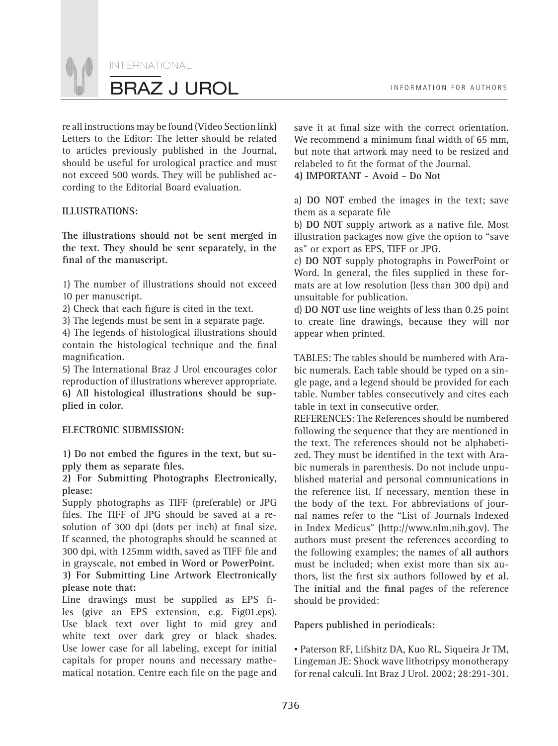re all instructions may be found (Video Section link) Letters to the Editor: The letter should be related to articles previously published in the Journal, should be useful for urological practice and must not exceed 500 words. They will be published according to the Editorial Board evaluation.

**ILLUSTRATIONS:**

**The illustrations should not be sent merged in the text. They should be sent separately, in the final of the manuscript.**

1) The number of illustrations should not exceed 10 per manuscript.
2) Check that each figure is cited in the text.
3) The legends must be sent in a separate page.
4) The legends of histological illustrations should contain the histological technique and the final magnification.
5) The International Braz J Urol encourages color reproduction of illustrations wherever appropriate.
**6) All histological illustrations should be supplied in color.**

**ELECTRONIC SUBMISSION:**

**1) Do not embed the figures in the text, but supply them as separate files.**
**2) For Submitting Photographs Electronically, please:**
Supply photographs as TIFF (preferable) or JPG files. The TIFF of JPG should be saved at a resolution of 300 dpi (dots per inch) at final size. If scanned, the photographs should be scanned at 300 dpi, with 125mm width, saved as TIFF file and in grayscale, **not embed in Word or PowerPoint.**
**3) For Submitting Line Artwork Electronically please note that:**
Line drawings must be supplied as EPS files (give an EPS extension, e.g. Fig01.eps). Use black text over light to mid grey and white text over dark grey or black shades. Use lower case for all labeling, except for initial capitals for proper nouns and necessary mathematical notation. Centre each file on the page and save it at final size with the correct orientation. We recommend a minimum final width of 65 mm, but note that artwork may need to be resized and relabeled to fit the format of the Journal.
**4) IMPORTANT - Avoid - Do Not**

a) **DO NOT** embed the images in the text; save them as a separate file
b) **DO NOT** supply artwork as a native file. Most illustration packages now give the option to "save as" or export as EPS, TIFF or JPG.
c) **DO NOT** supply photographs in PowerPoint or Word. In general, the files supplied in these formats are at low resolution (less than 300 dpi) and unsuitable for publication.
d) **DO NOT** use line weights of less than 0.25 point to create line drawings, because they will nor appear when printed.

TABLES: The tables should be numbered with Arabic numerals. Each table should be typed on a single page, and a legend should be provided for each table. Number tables consecutively and cites each table in text in consecutive order.
REFERENCES: The References should be numbered following the sequence that they are mentioned in the text. The references should not be alphabetized. They must be identified in the text with Arabic numerals in parenthesis. Do not include unpublished material and personal communications in the reference list. If necessary, mention these in the body of the text. For abbreviations of journal names refer to the "List of Journals Indexed in Index Medicus" (http://www.nlm.nih.gov). The authors must present the references according to the following examples; the names of **all authors** must be included; when exist more than six authors, list the first six authors followed **by et al.** The **initial** and the **final** pages of the reference should be provided:

**Papers published in periodicals:**

- Paterson RF, Lifshitz DA, Kuo RL, Siqueira Jr TM, Lingeman JE: Shock wave lithotripsy monotherapy for renal calculi. Int Braz J Urol. 2002; 28:291-301.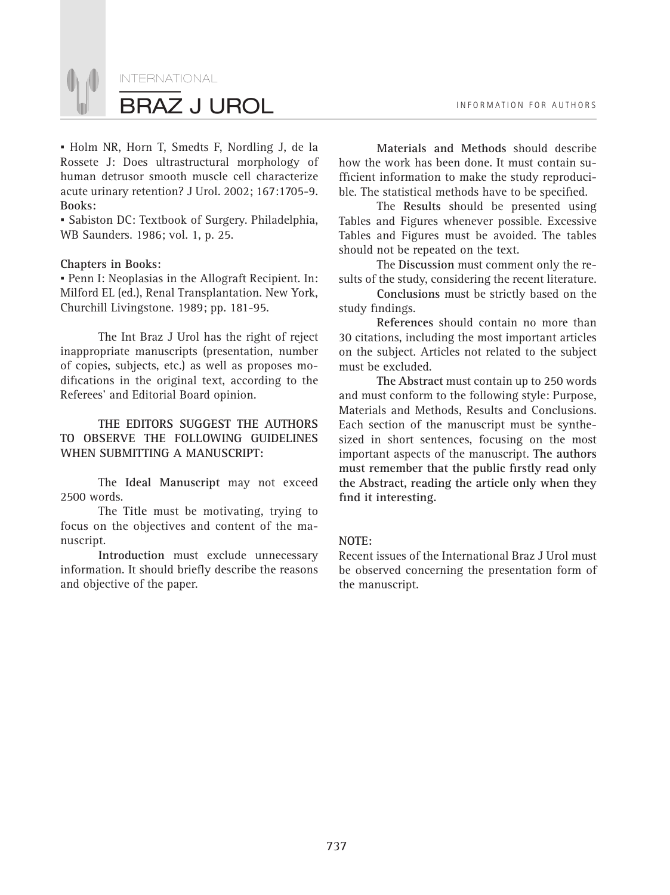▪ Holm NR, Horn T, Smedts F, Nordling J, de la Rossete J: Does ultrastructural morphology of human detrusor smooth muscle cell characterize acute urinary retention? J Urol. 2002; 167:1705-9.

**Books:**

▪ Sabiston DC: Textbook of Surgery. Philadelphia, WB Saunders. 1986; vol. 1, p. 25.

**Chapters in Books:**

▪ Penn I: Neoplasias in the Allograft Recipient. In: Milford EL (ed.), Renal Transplantation. New York, Churchill Livingstone. 1989; pp. 181-95.

The Int Braz J Urol has the right of reject inappropriate manuscripts (presentation, number of copies, subjects, etc.) as well as proposes modifications in the original text, according to the Referees' and Editorial Board opinion.

**THE EDITORS SUGGEST THE AUTHORS TO OBSERVE THE FOLLOWING GUIDELINES WHEN SUBMITTING A MANUSCRIPT:**

The **Ideal Manuscript** may not exceed 2500 words.

The **Title** must be motivating, trying to focus on the objectives and content of the manuscript.

**Introduction** must exclude unnecessary information. It should briefly describe the reasons and objective of the paper.

**Materials and Methods** should describe how the work has been done. It must contain sufficient information to make the study reproducible. The statistical methods have to be specified.

The **Results** should be presented using Tables and Figures whenever possible. Excessive Tables and Figures must be avoided. The tables should not be repeated on the text.

The **Discussion** must comment only the results of the study, considering the recent literature.

**Conclusions** must be strictly based on the study findings.

**References** should contain no more than 30 citations, including the most important articles on the subject. Articles not related to the subject must be excluded.

**The Abstract** must contain up to 250 words and must conform to the following style: Purpose, Materials and Methods, Results and Conclusions. Each section of the manuscript must be synthesized in short sentences, focusing on the most important aspects of the manuscript. **The authors must remember that the public firstly read only the Abstract, reading the article only when they find it interesting.**

**NOTE:**

Recent issues of the International Braz J Urol must be observed concerning the presentation form of the manuscript.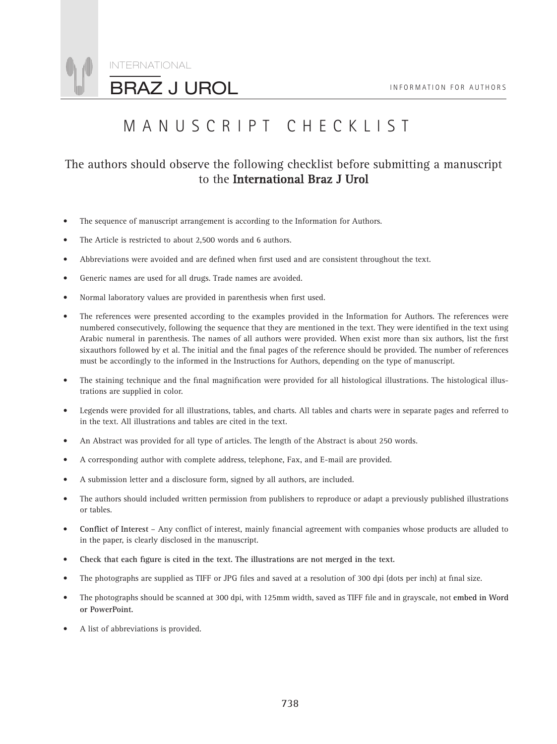# MANUSCRIPT CHECKLIST

## The authors should observe the following checklist before submitting a manuscript to the **International Braz J Urol**

- The sequence of manuscript arrangement is according to the Information for Authors.
- The Article is restricted to about 2,500 words and 6 authors.
- Abbreviations were avoided and are defined when first used and are consistent throughout the text.
- Generic names are used for all drugs. Trade names are avoided.
- Normal laboratory values are provided in parenthesis when first used.
- The references were presented according to the examples provided in the Information for Authors. The references were numbered consecutively, following the sequence that they are mentioned in the text. They were identified in the text using Arabic numeral in parenthesis. The names of all authors were provided. When exist more than six authors, list the first sixauthors followed by et al. The initial and the final pages of the reference should be provided. The number of references must be accordingly to the informed in the Instructions for Authors, depending on the type of manuscript.
- The staining technique and the final magnification were provided for all histological illustrations. The histological illustrations are supplied in color.
- Legends were provided for all illustrations, tables, and charts. All tables and charts were in separate pages and referred to in the text. All illustrations and tables are cited in the text.
- An Abstract was provided for all type of articles. The length of the Abstract is about 250 words.
- A corresponding author with complete address, telephone, Fax, and E-mail are provided.
- A submission letter and a disclosure form, signed by all authors, are included.
- The authors should included written permission from publishers to reproduce or adapt a previously published illustrations or tables.
- **Conflict of Interest** – Any conflict of interest, mainly financial agreement with companies whose products are alluded to in the paper, is clearly disclosed in the manuscript.
- **Check that each figure is cited in the text. The illustrations are not merged in the text.**
- The photographs are supplied as TIFF or JPG files and saved at a resolution of 300 dpi (dots per inch) at final size.
- The photographs should be scanned at 300 dpi, with 125mm width, saved as TIFF file and in grayscale, not **embed in Word or PowerPoint.**
- A list of abbreviations is provided.